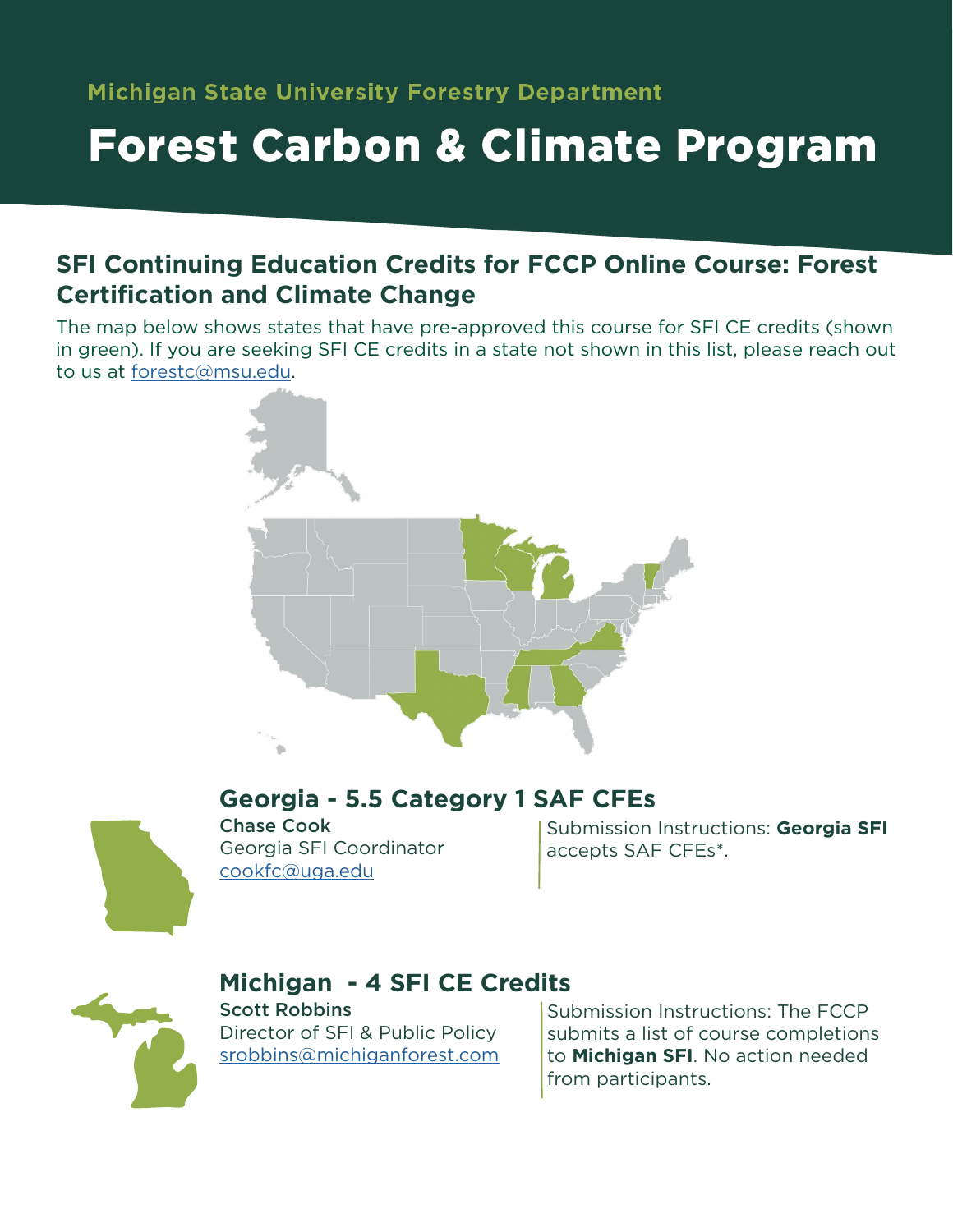Michigan State University Forestry Department

# Forest Carbon & Climate Program

## SFI Continuing Education Credits for FCCP Online Course: Forest Certification and Climate Change

The map below shows states that have pre-approved this course for SFI CE credits (shown in green). If you are seeking SFI CE credits in a state not shown in this list, please reach out to us at [forestc@msu.edu](mailto:forestc@msu.edu).

### Georgia - 5.5 Category 1 SAF CFEs

**Chase Cook**
Georgia SFI Coordinator
[cookfc@uga.edu](mailto:cookfc@uga.edu)

Submission Instructions: **Georgia SFI** accepts SAF CFEs*.

### Michigan - 4 SFI CE Credits

**Scott Robbins**
Director of SFI & Public Policy
[srobbins@michiganforest.com](mailto:srobbins@michiganforest.com)

Submission Instructions: The FCCP submits a list of course completions to **Michigan SFI**. No action needed from participants.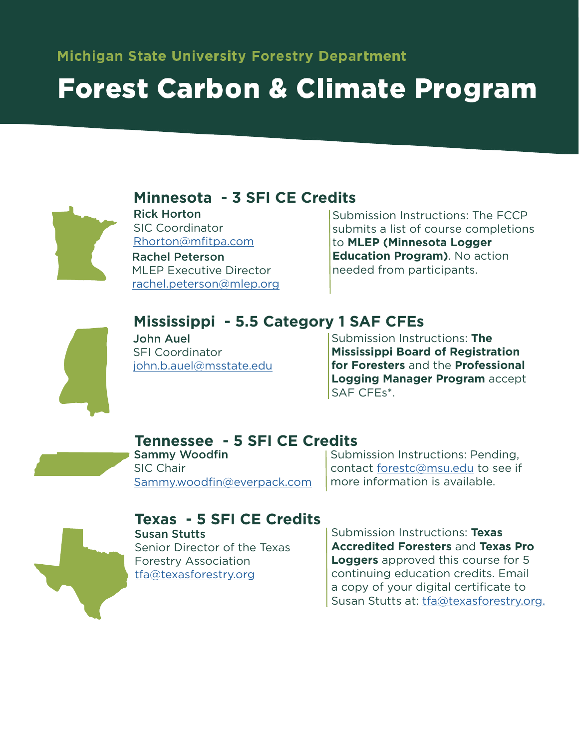Michigan State University Forestry Department

# Forest Carbon & Climate Program

## Minnesota - 3 SFI CE Credits

**Rick Horton**
SIC Coordinator
Rhorton@mfitpa.com

**Rachel Peterson**
MLEP Executive Director
rachel.peterson@mlep.org

Submission Instructions: The FCCP submits a list of course completions to **MLEP (Minnesota Logger Education Program)**. No action needed from participants.

## Mississippi - 5.5 Category 1 SAF CFEs

**John Auel**
SFI Coordinator
john.b.auel@msstate.edu

Submission Instructions: **The Mississippi Board of Registration for Foresters** and the **Professional Logging Manager Program** accept SAF CFEs*.

## Tennessee - 5 SFI CE Credits

**Sammy Woodfin**
SIC Chair
Sammy.woodfin@everpack.com

Submission Instructions: Pending, contact forestc@msu.edu to see if more information is available.

## Texas - 5 SFI CE Credits

**Susan Stutts**
Senior Director of the Texas Forestry Association
tfa@texasforestry.org

Submission Instructions: **Texas Accredited Foresters** and **Texas Pro Loggers** approved this course for 5 continuing education credits. Email a copy of your digital certificate to Susan Stutts at: tfa@texasforestry.org.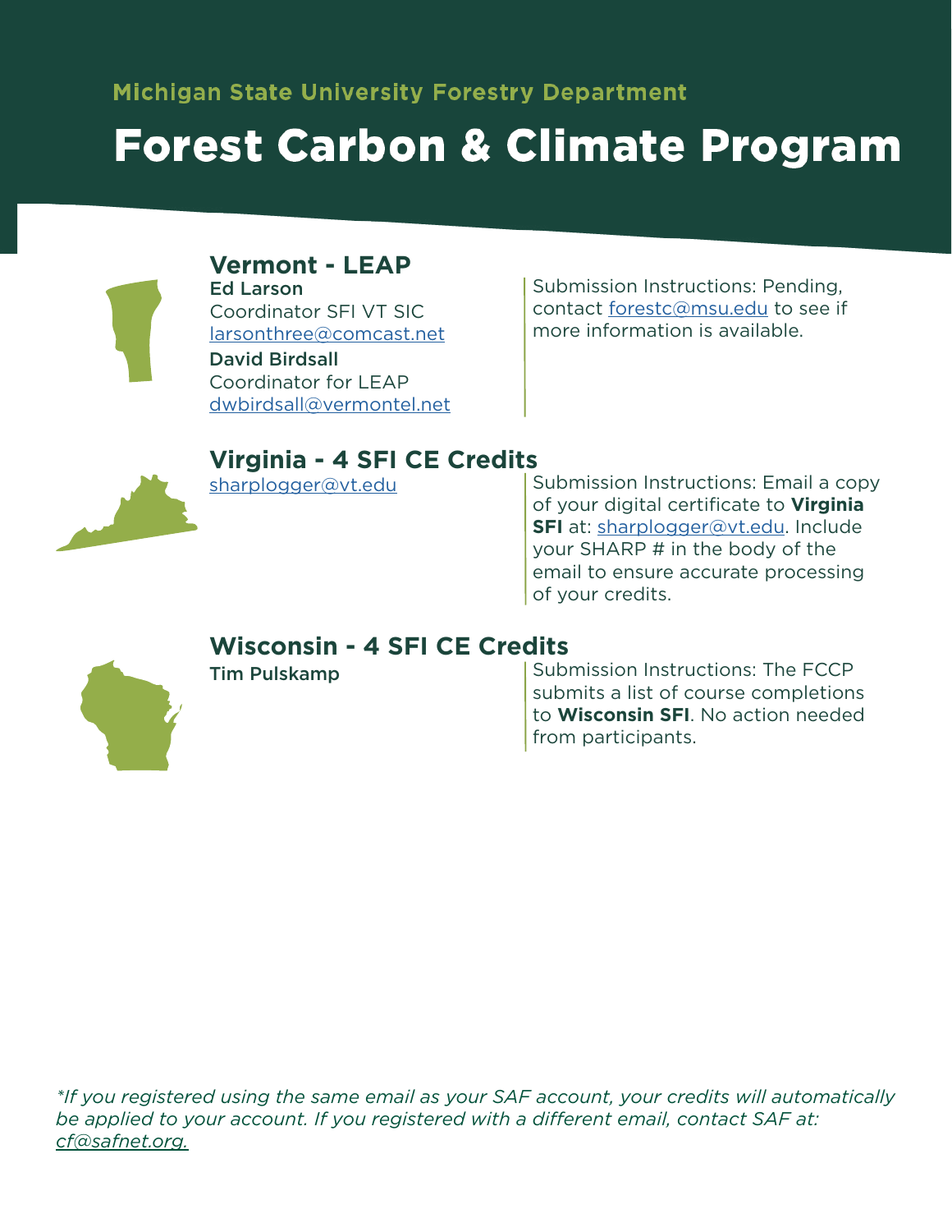Michigan State University Forestry Department

# Forest Carbon & Climate Program

## Vermont - LEAP

**Ed Larson**
Coordinator SFI VT SIC
larsonthree@comcast.net

**David Birdsall**
Coordinator for LEAP
dwbirdsall@vermontel.net

Submission Instructions: Pending, contact forestc@msu.edu to see if more information is available.

## Virginia - 4 SFI CE Credits

sharplogger@vt.edu

Submission Instructions: Email a copy of your digital certificate to **Virginia SFI** at: sharplogger@vt.edu. Include your SHARP # in the body of the email to ensure accurate processing of your credits.

## Wisconsin - 4 SFI CE Credits

**Tim Pulskamp**

Submission Instructions: The FCCP submits a list of course completions to **Wisconsin SFI**. No action needed from participants.

*\*If you registered using the same email as your SAF account, your credits will automatically be applied to your account. If you registered with a different email, contact SAF at: cf@safnet.org.*